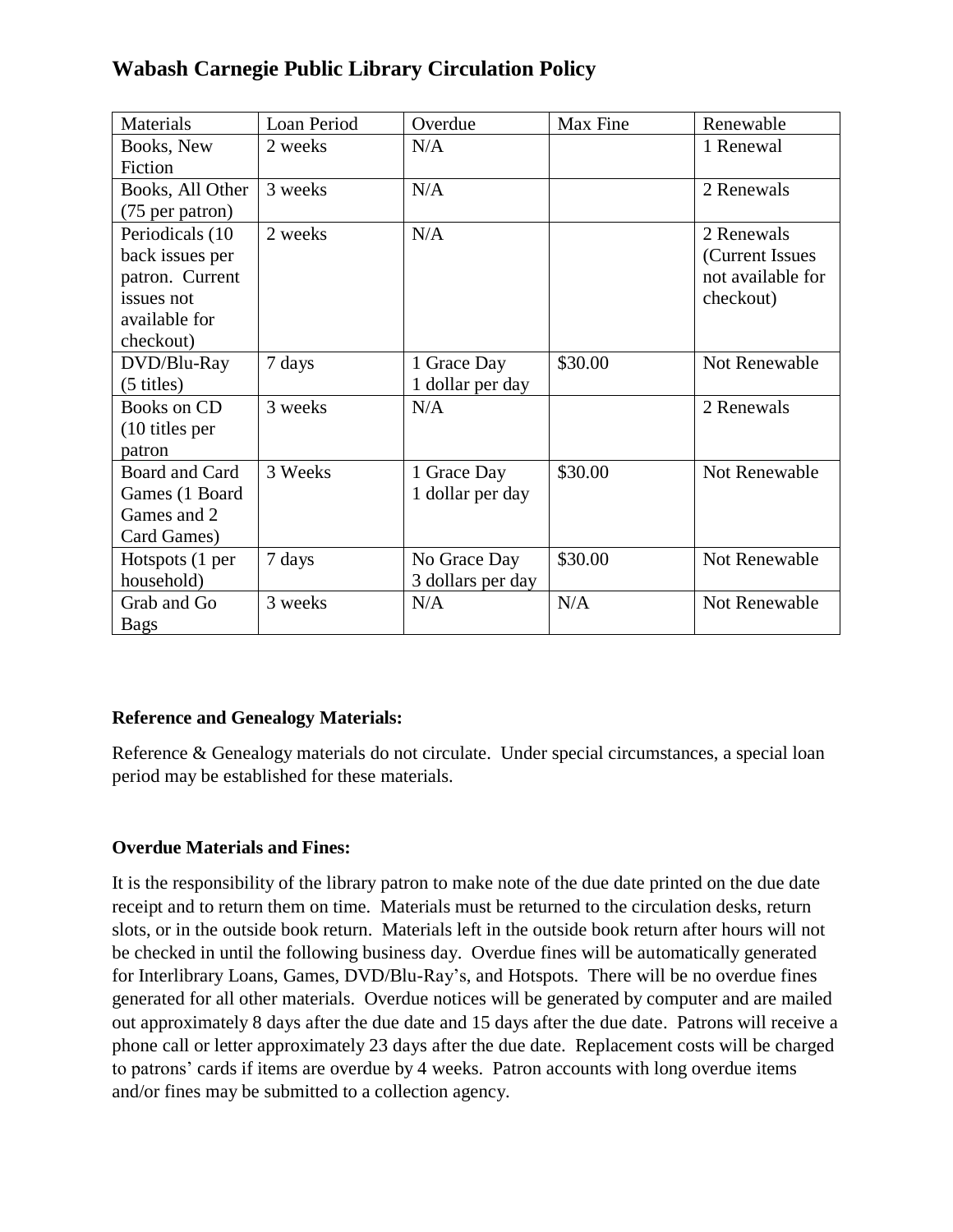# Wabash Carnegie Public Library Circulation Policy

| Materials | Loan Period | Overdue | Max Fine | Renewable |
|---|---|---|---|---|
| Books, New Fiction | 2 weeks | N/A | | 1 Renewal |
| Books, All Other (75 per patron) | 3 weeks | N/A | | 2 Renewals |
| Periodicals (10 back issues per patron. Current issues not available for checkout) | 2 weeks | N/A | | 2 Renewals (Current Issues not available for checkout) |
| DVD/Blu-Ray (5 titles) | 7 days | 1 Grace Day 1 dollar per day | $30.00 | Not Renewable |
| Books on CD (10 titles per patron | 3 weeks | N/A | | 2 Renewals |
| Board and Card Games (1 Board Games and 2 Card Games) | 3 Weeks | 1 Grace Day 1 dollar per day | $30.00 | Not Renewable |
| Hotspots (1 per household) | 7 days | No Grace Day 3 dollars per day | $30.00 | Not Renewable |
| Grab and Go Bags | 3 weeks | N/A | N/A | Not Renewable |

**Reference and Genealogy Materials:**

Reference & Genealogy materials do not circulate. Under special circumstances, a special loan period may be established for these materials.

**Overdue Materials and Fines:**

It is the responsibility of the library patron to make note of the due date printed on the due date receipt and to return them on time. Materials must be returned to the circulation desks, return slots, or in the outside book return. Materials left in the outside book return after hours will not be checked in until the following business day. Overdue fines will be automatically generated for Interlibrary Loans, Games, DVD/Blu-Ray's, and Hotspots. There will be no overdue fines generated for all other materials. Overdue notices will be generated by computer and are mailed out approximately 8 days after the due date and 15 days after the due date. Patrons will receive a phone call or letter approximately 23 days after the due date. Replacement costs will be charged to patrons' cards if items are overdue by 4 weeks. Patron accounts with long overdue items and/or fines may be submitted to a collection agency.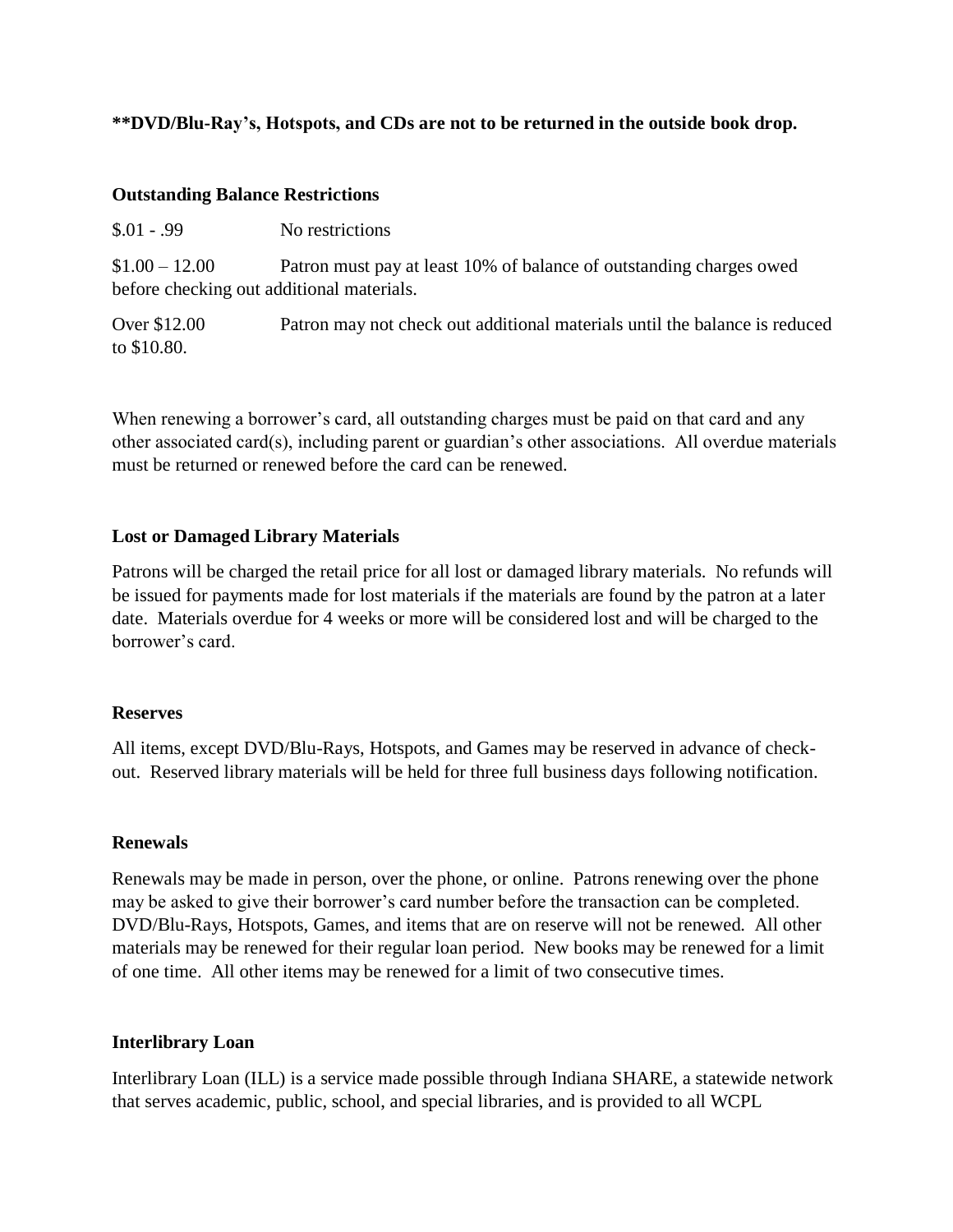**\*\*DVD/Blu-Ray's, Hotspots, and CDs are not to be returned in the outside book drop.**

**Outstanding Balance Restrictions**

| | |
|---|---|
| $.01 - .99 | No restrictions |
| $1.00 – 12.00 | Patron must pay at least 10% of balance of outstanding charges owed before checking out additional materials. |
| Over $12.00 | Patron may not check out additional materials until the balance is reduced to $10.80. |

When renewing a borrower's card, all outstanding charges must be paid on that card and any other associated card(s), including parent or guardian's other associations. All overdue materials must be returned or renewed before the card can be renewed.

**Lost or Damaged Library Materials**

Patrons will be charged the retail price for all lost or damaged library materials. No refunds will be issued for payments made for lost materials if the materials are found by the patron at a later date. Materials overdue for 4 weeks or more will be considered lost and will be charged to the borrower's card.

**Reserves**

All items, except DVD/Blu-Rays, Hotspots, and Games may be reserved in advance of check-out. Reserved library materials will be held for three full business days following notification.

**Renewals**

Renewals may be made in person, over the phone, or online. Patrons renewing over the phone may be asked to give their borrower's card number before the transaction can be completed. DVD/Blu-Rays, Hotspots, Games, and items that are on reserve will not be renewed. All other materials may be renewed for their regular loan period. New books may be renewed for a limit of one time. All other items may be renewed for a limit of two consecutive times.

**Interlibrary Loan**

Interlibrary Loan (ILL) is a service made possible through Indiana SHARE, a statewide network that serves academic, public, school, and special libraries, and is provided to all WCPL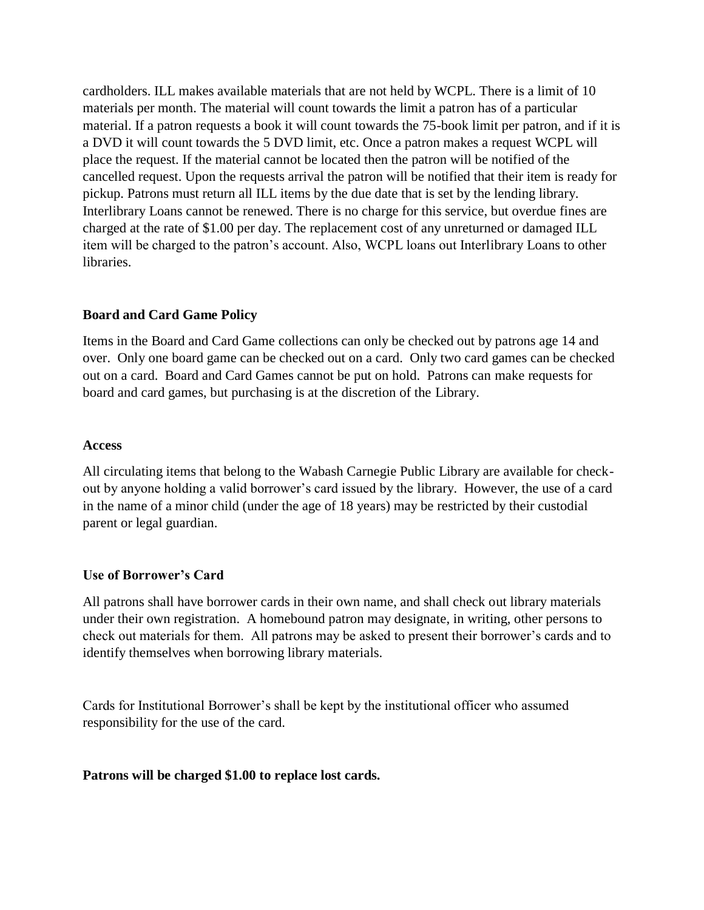cardholders. ILL makes available materials that are not held by WCPL. There is a limit of 10 materials per month. The material will count towards the limit a patron has of a particular material. If a patron requests a book it will count towards the 75-book limit per patron, and if it is a DVD it will count towards the 5 DVD limit, etc. Once a patron makes a request WCPL will place the request. If the material cannot be located then the patron will be notified of the cancelled request. Upon the requests arrival the patron will be notified that their item is ready for pickup. Patrons must return all ILL items by the due date that is set by the lending library. Interlibrary Loans cannot be renewed. There is no charge for this service, but overdue fines are charged at the rate of $1.00 per day. The replacement cost of any unreturned or damaged ILL item will be charged to the patron's account. Also, WCPL loans out Interlibrary Loans to other libraries.

**Board and Card Game Policy**

Items in the Board and Card Game collections can only be checked out by patrons age 14 and over. Only one board game can be checked out on a card. Only two card games can be checked out on a card. Board and Card Games cannot be put on hold. Patrons can make requests for board and card games, but purchasing is at the discretion of the Library.

**Access**

All circulating items that belong to the Wabash Carnegie Public Library are available for check-out by anyone holding a valid borrower's card issued by the library. However, the use of a card in the name of a minor child (under the age of 18 years) may be restricted by their custodial parent or legal guardian.

**Use of Borrower's Card**

All patrons shall have borrower cards in their own name, and shall check out library materials under their own registration. A homebound patron may designate, in writing, other persons to check out materials for them. All patrons may be asked to present their borrower's cards and to identify themselves when borrowing library materials.

Cards for Institutional Borrower's shall be kept by the institutional officer who assumed responsibility for the use of the card.

**Patrons will be charged $1.00 to replace lost cards.**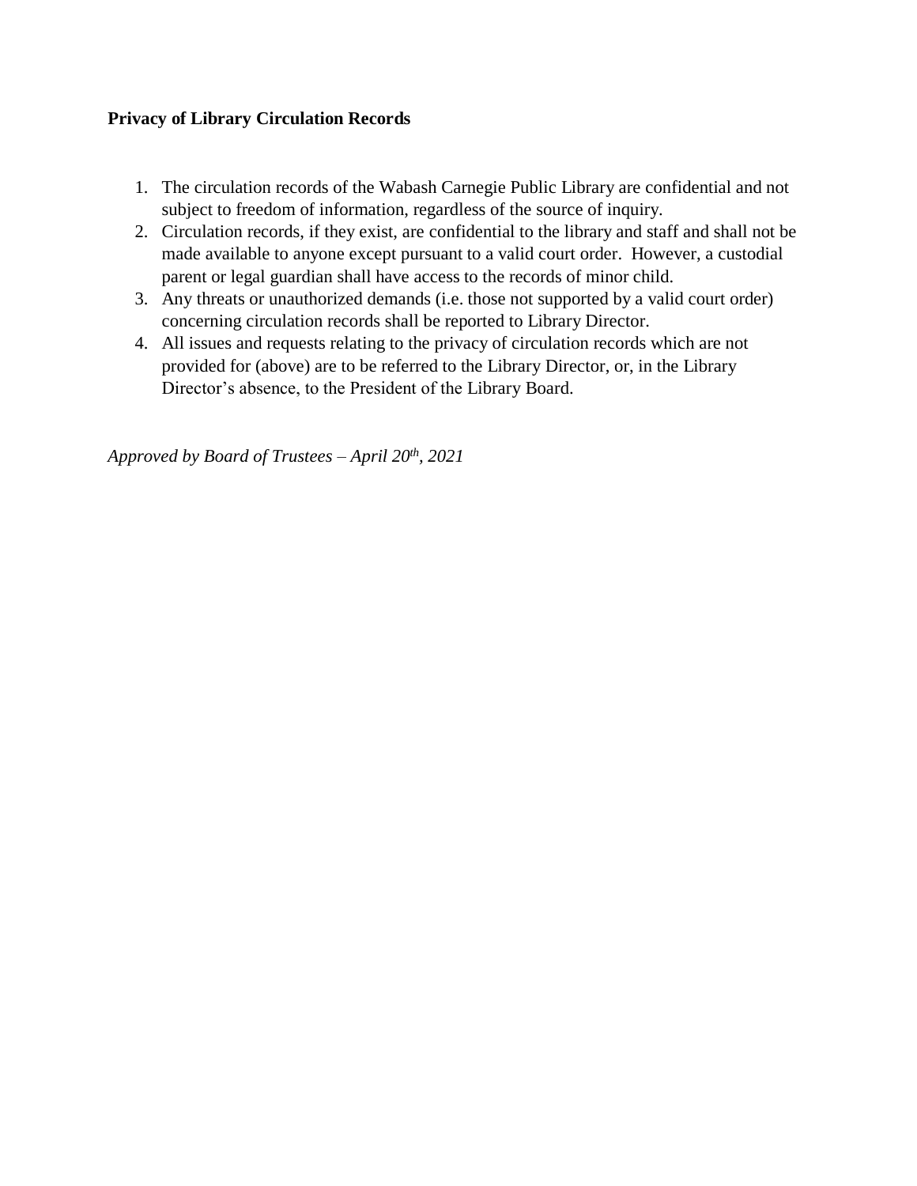**Privacy of Library Circulation Records**

1. The circulation records of the Wabash Carnegie Public Library are confidential and not subject to freedom of information, regardless of the source of inquiry.
2. Circulation records, if they exist, are confidential to the library and staff and shall not be made available to anyone except pursuant to a valid court order. However, a custodial parent or legal guardian shall have access to the records of minor child.
3. Any threats or unauthorized demands (i.e. those not supported by a valid court order) concerning circulation records shall be reported to Library Director.
4. All issues and requests relating to the privacy of circulation records which are not provided for (above) are to be referred to the Library Director, or, in the Library Director's absence, to the President of the Library Board.

*Approved by Board of Trustees – April 20th, 2021*